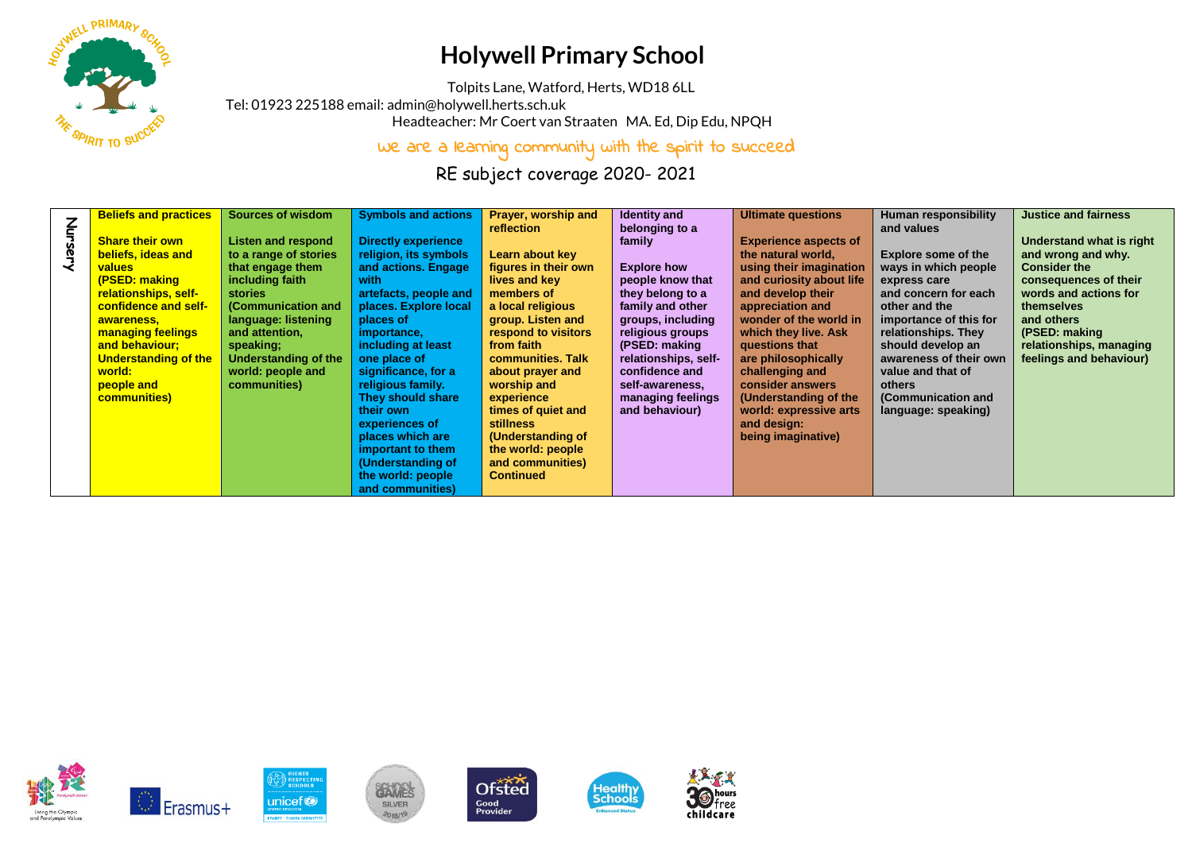# Holywell Primary School

Tolpits Lane, Watford, Herts, WD18 6LL
Tel: 01923 225188 email: admin@holywell.herts.sch.uk
Headteacher: Mr Coert van Straaten MA. Ed, Dip Edu, NPQH

we are a learning community with the spirit to succeed

## RE subject coverage 2020- 2021

| | Beliefs and practices | Sources of wisdom | Symbols and actions | Prayer, worship and reflection | Identity and belonging to a family | Ultimate questions | Human responsibility and values | Justice and fairness |
|---|---|---|---|---|---|---|---|---|
| Nursery | Share their own beliefs, ideas and values (PSED: making relationships, self-confidence and self-awareness, managing feelings and behaviour; Understanding of the world: people and communities) | Listen and respond to a range of stories that engage them including faith stories (Communication and language: listening and attention, speaking; Understanding of the world: people and communities) | Directly experience religion, its symbols and actions. Engage with artefacts, people and places. Explore local places of importance, including at least one place of significance, for a religious family. They should share their own experiences of places which are important to them (Understanding of the world: people and communities) | Learn about key figures in their own lives and key members of a local religious group. Listen and respond to visitors from faith communities. Talk about prayer and worship and experience times of quiet and stillness (Understanding of the world: people and communities) Continued | Explore how people know that they belong to a family and other groups, including religious groups (PSED: making relationships, self-confidence and self-awareness, managing feelings and behaviour) | Experience aspects of the natural world, using their imagination and curiosity about life and develop their appreciation and wonder of the world in which they live. Ask questions that are philosophically challenging and consider answers (Understanding of the world: expressive arts and design: being imaginative) | Explore some of the ways in which people express care and concern for each other and the importance of this for relationships. They should develop an awareness of their own value and that of others (Communication and language: speaking) | Understand what is right and wrong and why. Consider the consequences of their words and actions for themselves and others (PSED: making relationships, managing feelings and behaviour) |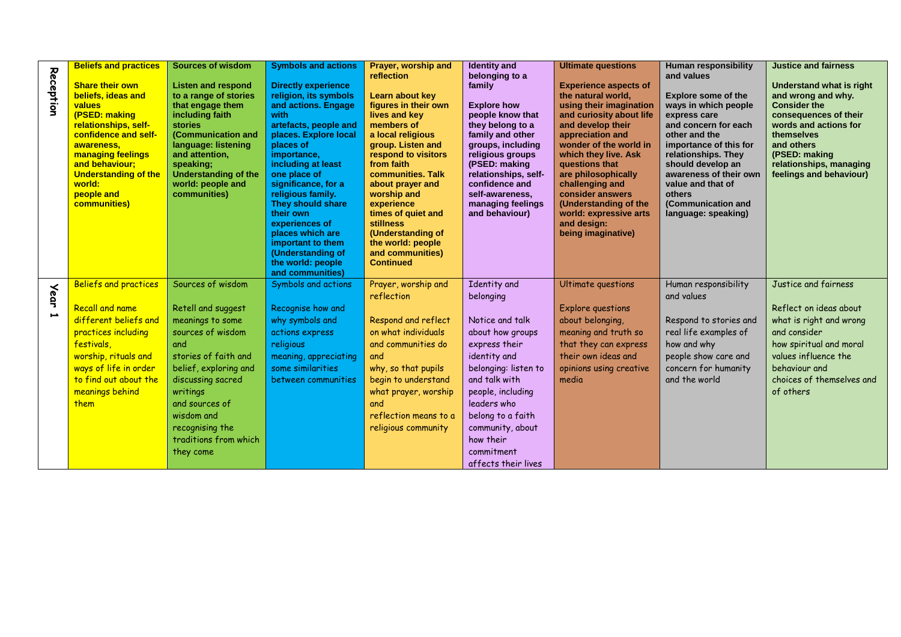| | Beliefs and practices | Sources of wisdom | Symbols and actions | Prayer, worship and reflection | Identity and belonging to a family | Ultimate questions | Human responsibility and values | Justice and fairness |
|---|---|---|---|---|---|---|---|---|
| **Reception** | **Share their own beliefs, ideas and values (PSED: making relationships, self-confidence and self-awareness, managing feelings and behaviour; Understanding of the world: people and communities)** | **Listen and respond to a range of stories that engage them including faith stories (Communication and language: listening and attention, speaking; Understanding of the world: people and communities)** | **Directly experience religion, its symbols and actions. Engage with artefacts, people and places. Explore local places of importance, including at least one place of significance, for a religious family. They should share their own experiences of places which are important to them (Understanding of the world: people and communities)** | **Learn about key figures in their own lives and key members of a local religious group. Listen and respond to visitors from faith communities. Talk about prayer and worship and experience times of quiet and stillness (Understanding of the world: people and communities) Continued** | **Explore how people know that they belong to a family and other groups, including religious groups (PSED: making relationships, self-confidence and self-awareness, managing feelings and behaviour)** | **Experience aspects of the natural world, using their imagination and curiosity about life and develop their appreciation and wonder of the world in which they live. Ask questions that are philosophically challenging and consider answers (Understanding of the world: expressive arts and design: being imaginative)** | **Explore some of the ways in which people express care and concern for each other and the importance of this for relationships. They should develop an awareness of their own value and that of others (Communication and language: speaking)** | **Understand what is right and wrong and why. Consider the consequences of their words and actions for themselves and others (PSED: making relationships, managing feelings and behaviour)** |
| **Year 1** | Beliefs and practices<br><br>Recall and name different beliefs and practices including festivals, worship, rituals and ways of life in order to find out about the meanings behind them | Sources of wisdom<br><br>Retell and suggest meanings to some sources of wisdom and stories of faith and belief, exploring and discussing sacred writings and sources of wisdom and recognising the traditions from which they come | Symbols and actions<br><br>Recognise how and why symbols and actions express religious meaning, appreciating some similarities between communities | Prayer, worship and reflection<br><br>Respond and reflect on what individuals and communities do and why, so that pupils begin to understand what prayer, worship and reflection means to a religious community | Identity and belonging<br><br>Notice and talk about how groups express their identity and belonging: listen to and talk with people, including people, leaders who belong to a faith community, about how their commitment affects their lives | Ultimate questions<br><br>Explore questions about belonging, meaning and truth so that they can express their own ideas and opinions using creative media | Human responsibility and values<br><br>Respond to stories and real life examples of how and why people show care and concern for humanity and the world | Justice and fairness<br><br>Reflect on ideas about what is right and wrong and consider how spiritual and moral values influence the behaviour and choices of themselves and of others |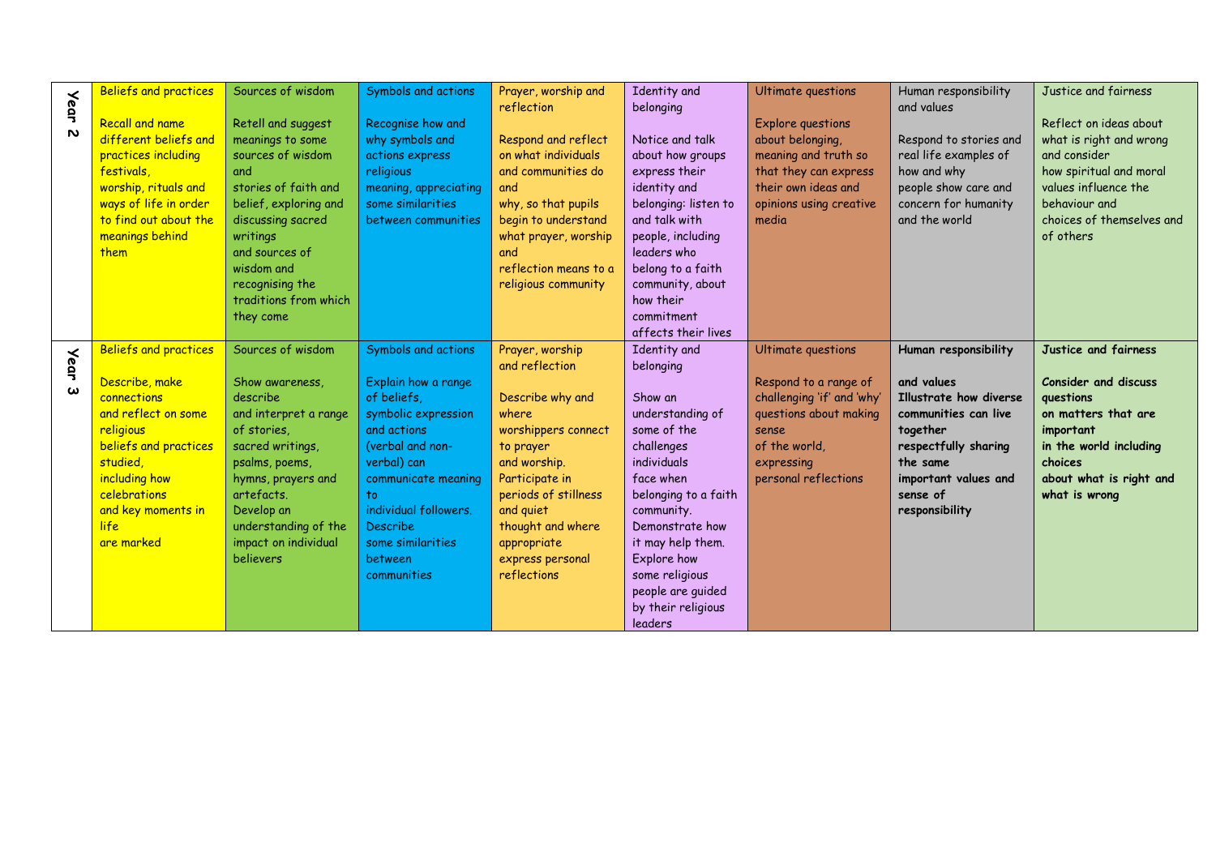| | Beliefs and practices | Sources of wisdom | Symbols and actions | Prayer, worship and reflection | Identity and belonging | Ultimate questions | Human responsibility and values | Justice and fairness |
|---|---|---|---|---|---|---|---|---|
| Year 2 | Recall and name different beliefs and practices including festivals, worship, rituals and ways of life in order to find out about the meanings behind them | Retell and suggest meanings to some sources of wisdom and stories of faith and belief, exploring and discussing sacred writings and sources of wisdom and recognising the traditions from which they come | Recognise how and why symbols and actions express religious meaning, appreciating some similarities between communities | Respond and reflect on what individuals and communities do and why, so that pupils begin to understand what prayer, worship and reflection means to a religious community | Notice and talk about how groups express their identity and belonging: listen to and talk with people, including leaders who belong to a faith community, about how their commitment affects their lives | Explore questions about belonging, meaning and truth so that they can express their own ideas and opinions using creative media | Respond to stories and real life examples of how and why people show care and concern for humanity and the world | Reflect on ideas about what is right and wrong and consider how spiritual and moral values influence the behaviour and choices of themselves and of others |
| Year 3 | Beliefs and practices<br><br>Describe, make connections and reflect on some religious beliefs and practices studied, including how celebrations and key moments in life are marked | Sources of wisdom<br><br>Show awareness, describe and interpret a range of stories, sacred writings, psalms, poems, hymns, prayers and artefacts. Develop an understanding of the impact on individual believers | Symbols and actions<br><br>Explain how a range of beliefs, symbolic expression and actions (verbal and non-verbal) can communicate meaning to individual followers. Describe some similarities between communities | Prayer, worship and reflection<br><br>Describe why and where worshippers connect to prayer and worship. Participate in periods of stillness and quiet thought and where appropriate express personal reflections | Identity and belonging<br><br>Show an understanding of some of the challenges individuals face when belonging to a faith community. Demonstrate how it may help them. Explore how some religious people are guided by their religious leaders | Ultimate questions<br><br>Respond to a range of challenging 'if' and 'why' questions about making sense of the world, expressing personal reflections | **Human responsibility and values**<br><br>**Illustrate how diverse communities can live together respectfully sharing the same important values and sense of responsibility** | **Justice and fairness**<br><br>**Consider and discuss questions on matters that are important in the world including choices about what is right and what is wrong** |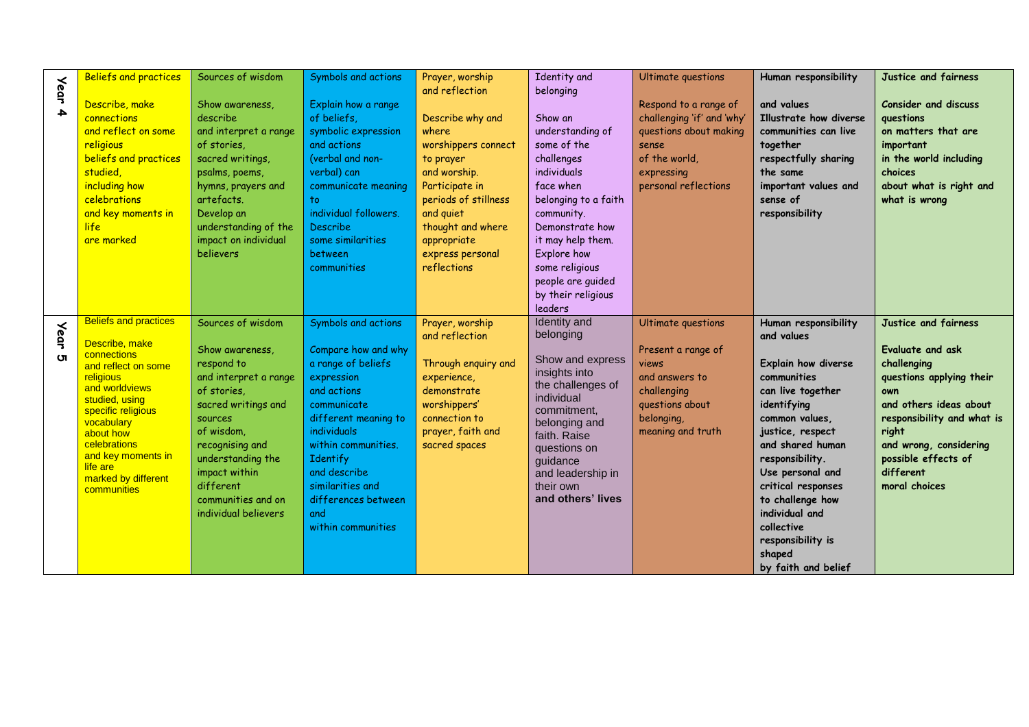| | Beliefs and practices | Sources of wisdom | Symbols and actions | Prayer, worship and reflection | Identity and belonging | Ultimate questions | Human responsibility and values | Justice and fairness |
|---|---|---|---|---|---|---|---|---|
| Year 4 | Describe, make connections and reflect on some religious beliefs and practices studied, including how celebrations and key moments in life are marked | Show awareness, describe and interpret a range of stories, sacred writings, psalms, poems, hymns, prayers and artefacts. Develop an understanding of the impact on individual believers | Explain how a range of beliefs, symbolic expression and actions (verbal and non-verbal) can communicate meaning to individual followers. Describe some similarities between communities | Describe why and where worshippers connect to prayer and worship. Participate in periods of stillness and quiet thought and where appropriate express personal reflections | Show an understanding of some of the challenges individuals face when belonging to a faith community. Demonstrate how it may help them. Explore how some religious people are guided by their religious leaders | Respond to a range of challenging 'if' and 'why' questions about making sense of the world, expressing personal reflections | Illustrate how diverse communities can live together respectfully sharing the same important values and sense of responsibility | Consider and discuss questions on matters that are important in the world including choices about what is right and what is wrong |
| Year 5 | Describe, make connections and reflect on some religious and worldviews studied, using specific religious vocabulary about how celebrations and key moments in life are marked by different communities | Show awareness, respond to and interpret a range of stories, sacred writings and sources of wisdom, recognising and understanding the impact within different communities and on individual believers | Compare how and why a range of beliefs expression and actions communicate different meaning to individuals within communities. Identify and describe similarities and differences between and within communities | Through enquiry and experience, demonstrate worshippers' connection to prayer, faith and sacred spaces | Show and express insights into the challenges of individual commitment, belonging and faith. Raise questions on guidance and leadership in their own **and others' lives** | Present a range of views and answers to challenging questions about belonging, meaning and truth | Explain how diverse communities can live together identifying common values, justice, respect and shared human responsibility. Use personal and critical responses to challenge how individual and collective responsibility is shaped by faith and belief | Evaluate and ask challenging questions applying their own and others ideas about responsibility and what is right and wrong, considering possible effects of different moral choices |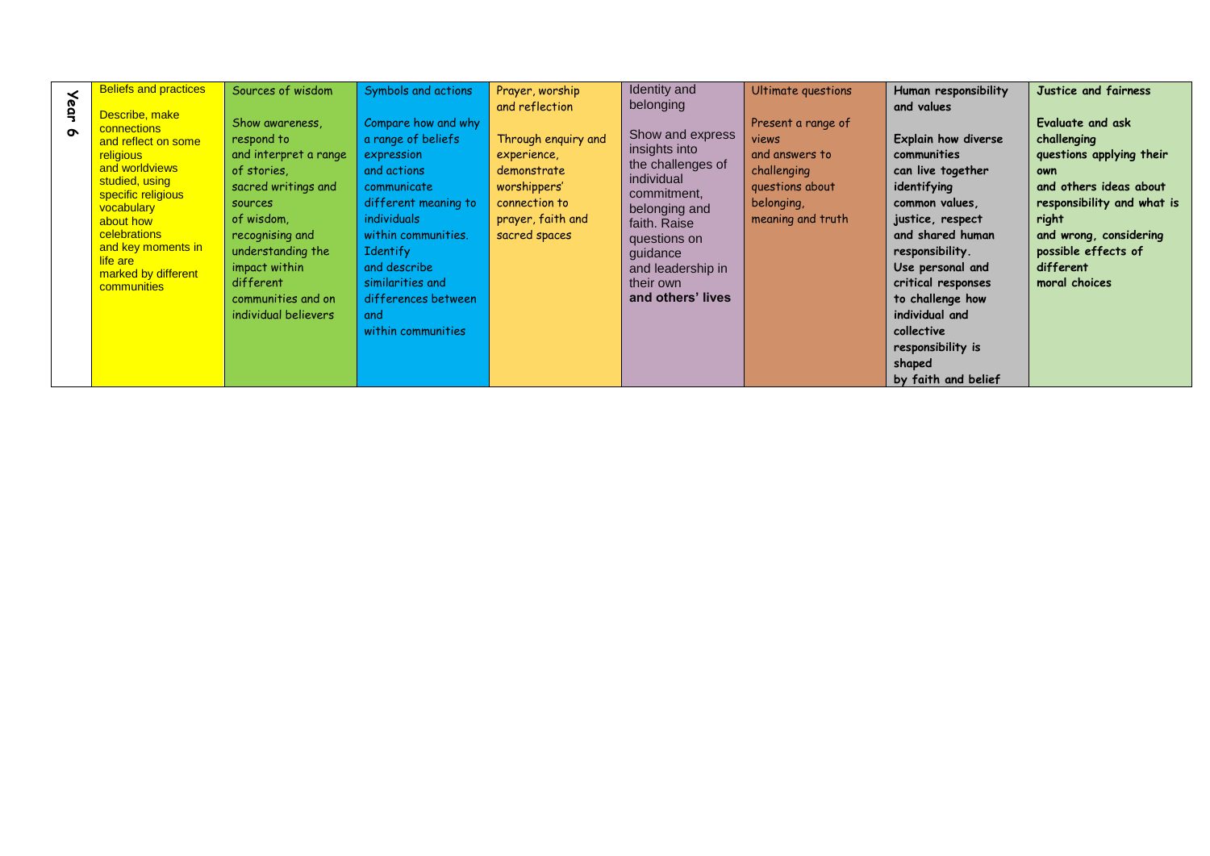| | | | | | | | | |
|---|---|---|---|---|---|---|---|---|
| Year 6 | Beliefs and practices<br><br>Describe, make connections and reflect on some religious and worldviews studied, using specific religious vocabulary about how celebrations and key moments in life are marked by different communities | Sources of wisdom<br><br>Show awareness, respond to and interpret a range of stories, sacred writings and sources of wisdom, recognising and understanding the impact within different communities and on individual believers | Symbols and actions<br><br>Compare how and why a range of beliefs expression and actions communicate different meaning to individuals within communities. Identify and describe similarities and differences between and within communities | Prayer, worship and reflection<br><br>Through enquiry and experience, demonstrate worshippers' connection to prayer, faith and sacred spaces | Identity and belonging<br><br>Show and express insights into the challenges of individual commitment, belonging and faith. Raise questions on guidance and leadership in their own **and others' lives** | Ultimate questions<br><br>Present a range of views and answers to challenging questions about belonging, meaning and truth | **Human responsibility and values**<br><br>**Explain how diverse communities can live together identifying common values, justice, respect and shared human responsibility. Use personal and critical responses to challenge how individual and collective responsibility is shaped by faith and belief** | **Justice and fairness**<br><br>**Evaluate and ask challenging questions applying their own and others ideas about responsibility and what is right and wrong, considering possible effects of different moral choices** |